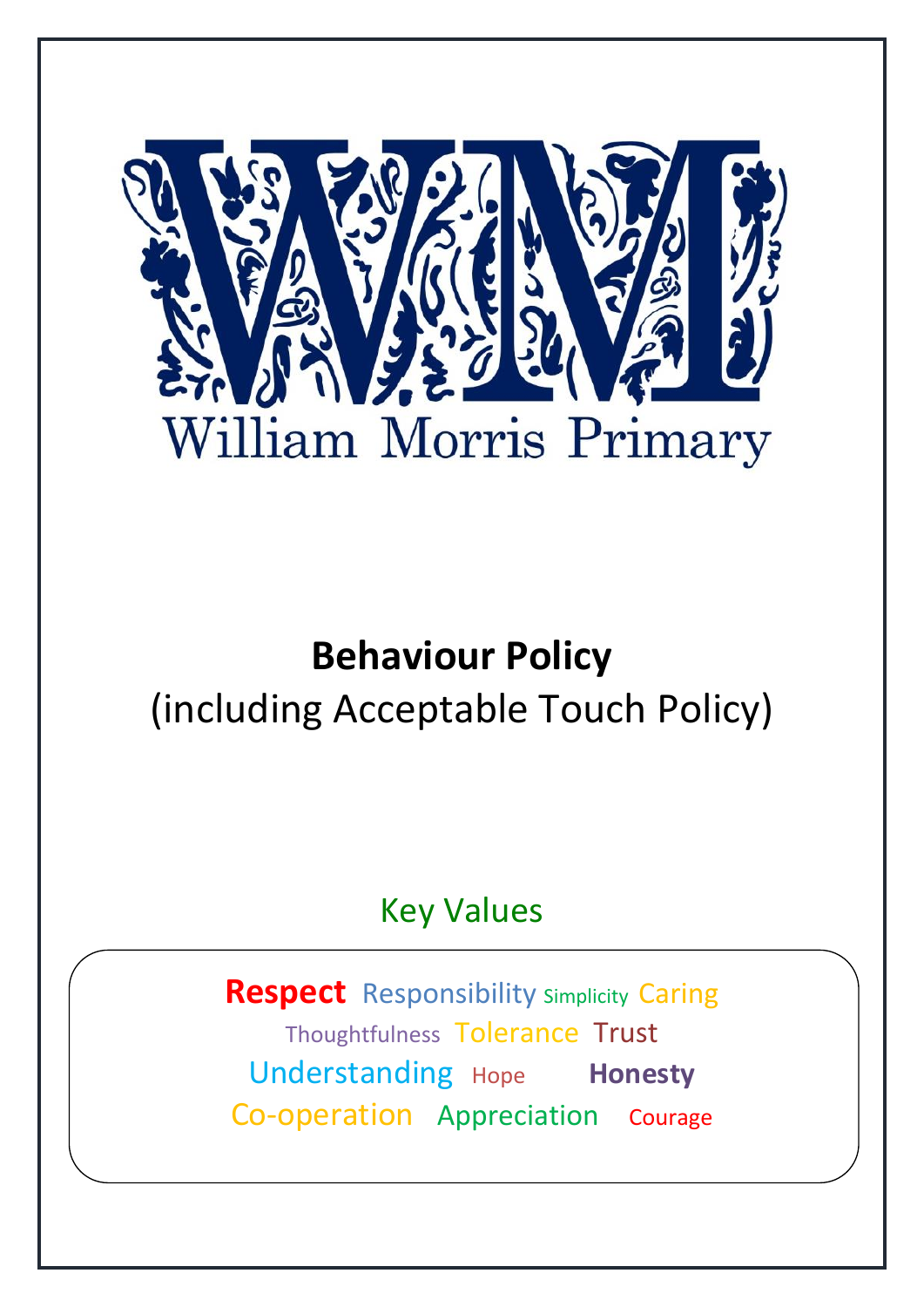William Morris Primary

# Behaviour Policy

(including Acceptable Touch Policy)

## Key Values

**Respect** Responsibility Simplicity Caring
Thoughtfulness Tolerance Trust
Understanding Hope **Honesty**
Co-operation Appreciation Courage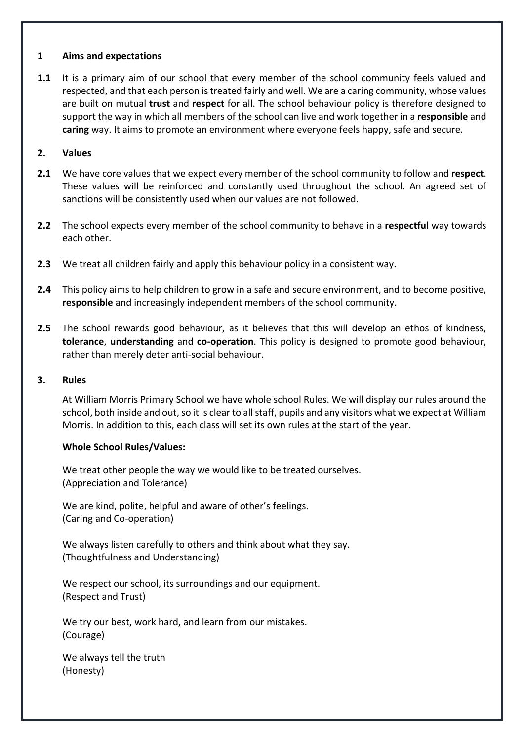## 1 Aims and expectations

**1.1** It is a primary aim of our school that every member of the school community feels valued and respected, and that each person is treated fairly and well. We are a caring community, whose values are built on mutual **trust** and **respect** for all. The school behaviour policy is therefore designed to support the way in which all members of the school can live and work together in a **responsible** and **caring** way. It aims to promote an environment where everyone feels happy, safe and secure.

## 2. Values

**2.1** We have core values that we expect every member of the school community to follow and **respect**. These values will be reinforced and constantly used throughout the school. An agreed set of sanctions will be consistently used when our values are not followed.

**2.2** The school expects every member of the school community to behave in a **respectful** way towards each other.

**2.3** We treat all children fairly and apply this behaviour policy in a consistent way.

**2.4** This policy aims to help children to grow in a safe and secure environment, and to become positive, **responsible** and increasingly independent members of the school community.

**2.5** The school rewards good behaviour, as it believes that this will develop an ethos of kindness, **tolerance**, **understanding** and **co-operation**. This policy is designed to promote good behaviour, rather than merely deter anti-social behaviour.

## 3. Rules

At William Morris Primary School we have whole school Rules. We will display our rules around the school, both inside and out, so it is clear to all staff, pupils and any visitors what we expect at William Morris. In addition to this, each class will set its own rules at the start of the year.

**Whole School Rules/Values:**

We treat other people the way we would like to be treated ourselves.
(Appreciation and Tolerance)

We are kind, polite, helpful and aware of other's feelings.
(Caring and Co-operation)

We always listen carefully to others and think about what they say.
(Thoughtfulness and Understanding)

We respect our school, its surroundings and our equipment.
(Respect and Trust)

We try our best, work hard, and learn from our mistakes.
(Courage)

We always tell the truth
(Honesty)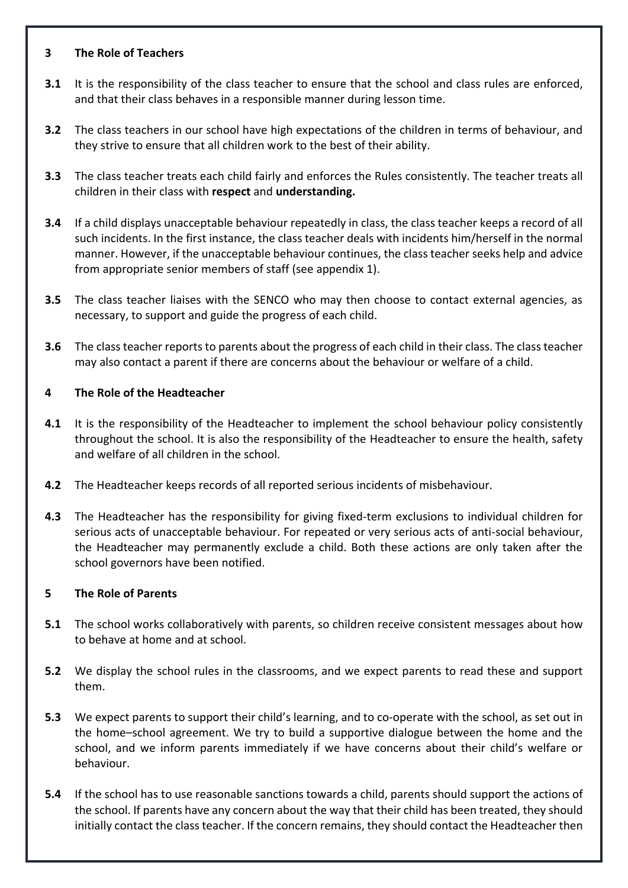## 3 The Role of Teachers

**3.1** It is the responsibility of the class teacher to ensure that the school and class rules are enforced, and that their class behaves in a responsible manner during lesson time.

**3.2** The class teachers in our school have high expectations of the children in terms of behaviour, and they strive to ensure that all children work to the best of their ability.

**3.3** The class teacher treats each child fairly and enforces the Rules consistently. The teacher treats all children in their class with **respect** and **understanding.**

**3.4** If a child displays unacceptable behaviour repeatedly in class, the class teacher keeps a record of all such incidents. In the first instance, the class teacher deals with incidents him/herself in the normal manner. However, if the unacceptable behaviour continues, the class teacher seeks help and advice from appropriate senior members of staff (see appendix 1).

**3.5** The class teacher liaises with the SENCO who may then choose to contact external agencies, as necessary, to support and guide the progress of each child.

**3.6** The class teacher reports to parents about the progress of each child in their class. The class teacher may also contact a parent if there are concerns about the behaviour or welfare of a child.

## 4 The Role of the Headteacher

**4.1** It is the responsibility of the Headteacher to implement the school behaviour policy consistently throughout the school. It is also the responsibility of the Headteacher to ensure the health, safety and welfare of all children in the school.

**4.2** The Headteacher keeps records of all reported serious incidents of misbehaviour.

**4.3** The Headteacher has the responsibility for giving fixed-term exclusions to individual children for serious acts of unacceptable behaviour. For repeated or very serious acts of anti-social behaviour, the Headteacher may permanently exclude a child. Both these actions are only taken after the school governors have been notified.

## 5 The Role of Parents

**5.1** The school works collaboratively with parents, so children receive consistent messages about how to behave at home and at school.

**5.2** We display the school rules in the classrooms, and we expect parents to read these and support them.

**5.3** We expect parents to support their child's learning, and to co-operate with the school, as set out in the home–school agreement. We try to build a supportive dialogue between the home and the school, and we inform parents immediately if we have concerns about their child's welfare or behaviour.

**5.4** If the school has to use reasonable sanctions towards a child, parents should support the actions of the school. If parents have any concern about the way that their child has been treated, they should initially contact the class teacher. If the concern remains, they should contact the Headteacher then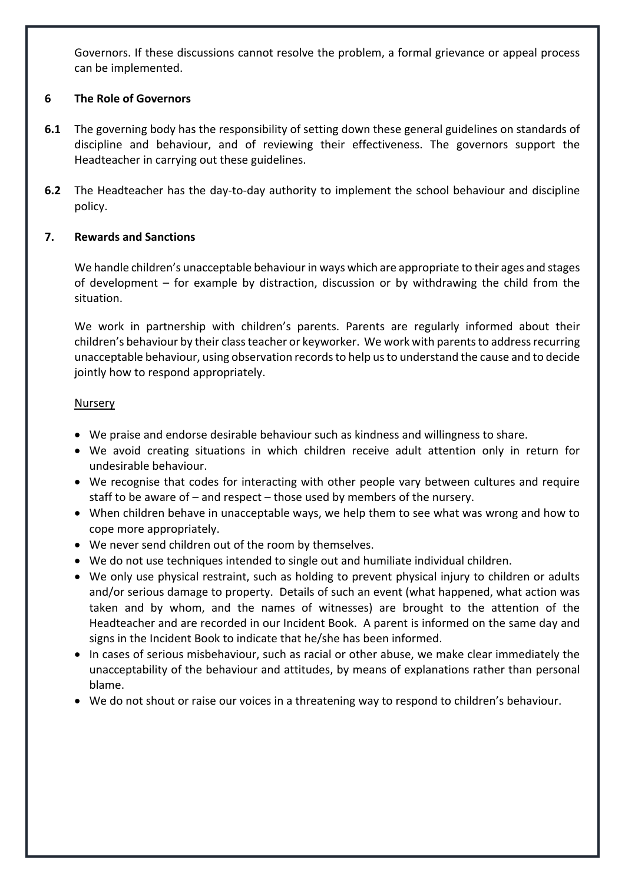Governors. If these discussions cannot resolve the problem, a formal grievance or appeal process can be implemented.

## 6 The Role of Governors

**6.1** The governing body has the responsibility of setting down these general guidelines on standards of discipline and behaviour, and of reviewing their effectiveness. The governors support the Headteacher in carrying out these guidelines.

**6.2** The Headteacher has the day-to-day authority to implement the school behaviour and discipline policy.

## 7. Rewards and Sanctions

We handle children's unacceptable behaviour in ways which are appropriate to their ages and stages of development – for example by distraction, discussion or by withdrawing the child from the situation.

We work in partnership with children's parents. Parents are regularly informed about their children's behaviour by their class teacher or keyworker. We work with parents to address recurring unacceptable behaviour, using observation records to help us to understand the cause and to decide jointly how to respond appropriately.

<u>Nursery</u>

- We praise and endorse desirable behaviour such as kindness and willingness to share.
- We avoid creating situations in which children receive adult attention only in return for undesirable behaviour.
- We recognise that codes for interacting with other people vary between cultures and require staff to be aware of – and respect – those used by members of the nursery.
- When children behave in unacceptable ways, we help them to see what was wrong and how to cope more appropriately.
- We never send children out of the room by themselves.
- We do not use techniques intended to single out and humiliate individual children.
- We only use physical restraint, such as holding to prevent physical injury to children or adults and/or serious damage to property. Details of such an event (what happened, what action was taken and by whom, and the names of witnesses) are brought to the attention of the Headteacher and are recorded in our Incident Book. A parent is informed on the same day and signs in the Incident Book to indicate that he/she has been informed.
- In cases of serious misbehaviour, such as racial or other abuse, we make clear immediately the unacceptability of the behaviour and attitudes, by means of explanations rather than personal blame.
- We do not shout or raise our voices in a threatening way to respond to children's behaviour.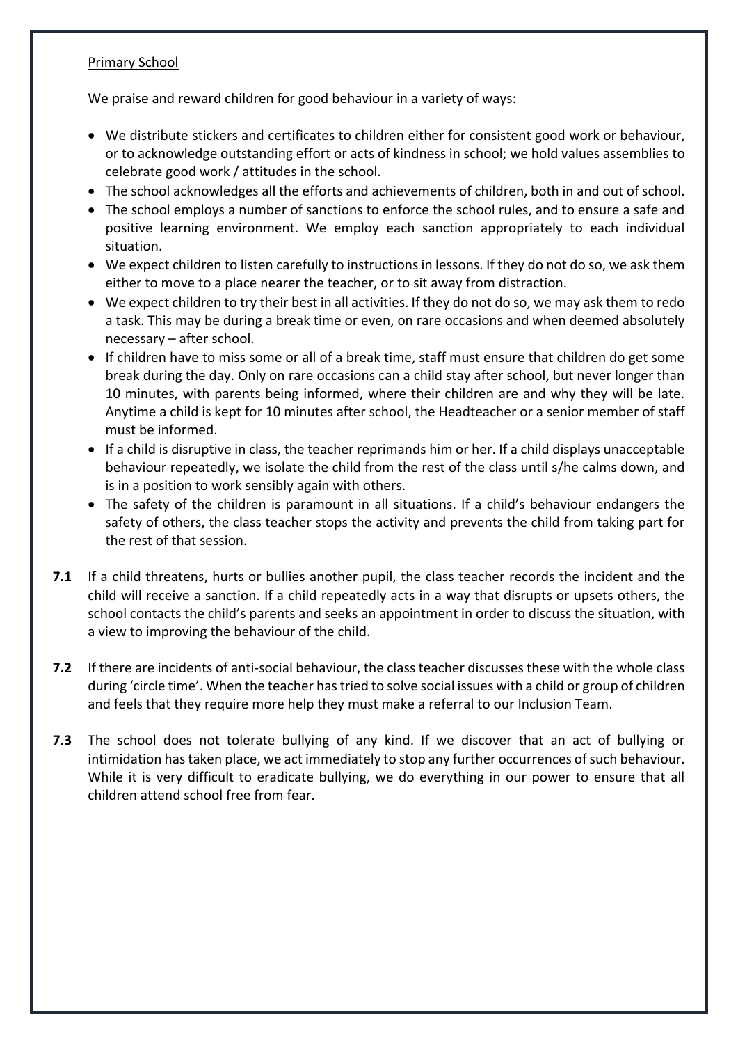Primary School

We praise and reward children for good behaviour in a variety of ways:

- We distribute stickers and certificates to children either for consistent good work or behaviour, or to acknowledge outstanding effort or acts of kindness in school; we hold values assemblies to celebrate good work / attitudes in the school.
- The school acknowledges all the efforts and achievements of children, both in and out of school.
- The school employs a number of sanctions to enforce the school rules, and to ensure a safe and positive learning environment. We employ each sanction appropriately to each individual situation.
- We expect children to listen carefully to instructions in lessons. If they do not do so, we ask them either to move to a place nearer the teacher, or to sit away from distraction.
- We expect children to try their best in all activities. If they do not do so, we may ask them to redo a task. This may be during a break time or even, on rare occasions and when deemed absolutely necessary – after school.
- If children have to miss some or all of a break time, staff must ensure that children do get some break during the day. Only on rare occasions can a child stay after school, but never longer than 10 minutes, with parents being informed, where their children are and why they will be late. Anytime a child is kept for 10 minutes after school, the Headteacher or a senior member of staff must be informed.
- If a child is disruptive in class, the teacher reprimands him or her. If a child displays unacceptable behaviour repeatedly, we isolate the child from the rest of the class until s/he calms down, and is in a position to work sensibly again with others.
- The safety of the children is paramount in all situations. If a child's behaviour endangers the safety of others, the class teacher stops the activity and prevents the child from taking part for the rest of that session.

**7.1** If a child threatens, hurts or bullies another pupil, the class teacher records the incident and the child will receive a sanction. If a child repeatedly acts in a way that disrupts or upsets others, the school contacts the child's parents and seeks an appointment in order to discuss the situation, with a view to improving the behaviour of the child.

**7.2** If there are incidents of anti-social behaviour, the class teacher discusses these with the whole class during 'circle time'. When the teacher has tried to solve social issues with a child or group of children and feels that they require more help they must make a referral to our Inclusion Team.

**7.3** The school does not tolerate bullying of any kind. If we discover that an act of bullying or intimidation has taken place, we act immediately to stop any further occurrences of such behaviour. While it is very difficult to eradicate bullying, we do everything in our power to ensure that all children attend school free from fear.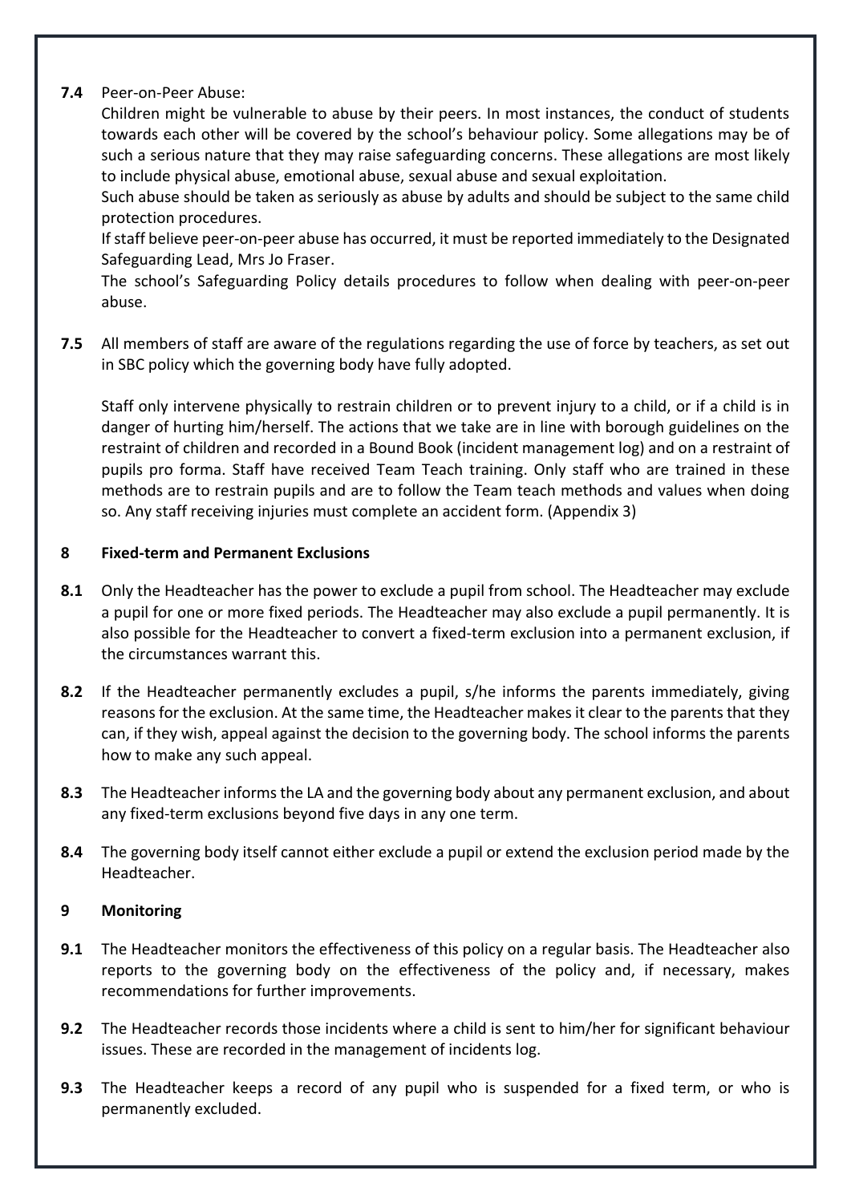**7.4** Peer-on-Peer Abuse:

Children might be vulnerable to abuse by their peers. In most instances, the conduct of students towards each other will be covered by the school's behaviour policy. Some allegations may be of such a serious nature that they may raise safeguarding concerns. These allegations are most likely to include physical abuse, emotional abuse, sexual abuse and sexual exploitation.

Such abuse should be taken as seriously as abuse by adults and should be subject to the same child protection procedures.

If staff believe peer-on-peer abuse has occurred, it must be reported immediately to the Designated Safeguarding Lead, Mrs Jo Fraser.

The school's Safeguarding Policy details procedures to follow when dealing with peer-on-peer abuse.

**7.5** All members of staff are aware of the regulations regarding the use of force by teachers, as set out in SBC policy which the governing body have fully adopted.

Staff only intervene physically to restrain children or to prevent injury to a child, or if a child is in danger of hurting him/herself. The actions that we take are in line with borough guidelines on the restraint of children and recorded in a Bound Book (incident management log) and on a restraint of pupils pro forma. Staff have received Team Teach training. Only staff who are trained in these methods are to restrain pupils and are to follow the Team teach methods and values when doing so. Any staff receiving injuries must complete an accident form. (Appendix 3)

## 8 Fixed-term and Permanent Exclusions

**8.1** Only the Headteacher has the power to exclude a pupil from school. The Headteacher may exclude a pupil for one or more fixed periods. The Headteacher may also exclude a pupil permanently. It is also possible for the Headteacher to convert a fixed-term exclusion into a permanent exclusion, if the circumstances warrant this.

**8.2** If the Headteacher permanently excludes a pupil, s/he informs the parents immediately, giving reasons for the exclusion. At the same time, the Headteacher makes it clear to the parents that they can, if they wish, appeal against the decision to the governing body. The school informs the parents how to make any such appeal.

**8.3** The Headteacher informs the LA and the governing body about any permanent exclusion, and about any fixed-term exclusions beyond five days in any one term.

**8.4** The governing body itself cannot either exclude a pupil or extend the exclusion period made by the Headteacher.

## 9 Monitoring

**9.1** The Headteacher monitors the effectiveness of this policy on a regular basis. The Headteacher also reports to the governing body on the effectiveness of the policy and, if necessary, makes recommendations for further improvements.

**9.2** The Headteacher records those incidents where a child is sent to him/her for significant behaviour issues. These are recorded in the management of incidents log.

**9.3** The Headteacher keeps a record of any pupil who is suspended for a fixed term, or who is permanently excluded.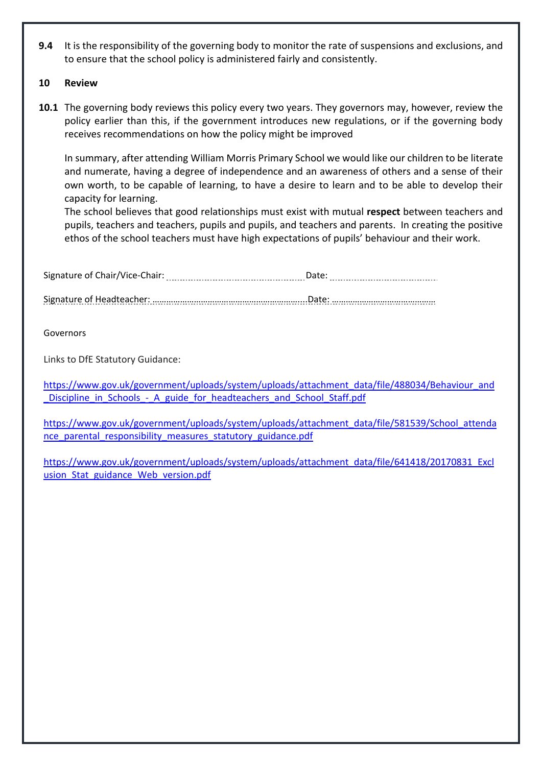**9.4** It is the responsibility of the governing body to monitor the rate of suspensions and exclusions, and to ensure that the school policy is administered fairly and consistently.

## 10 Review

**10.1** The governing body reviews this policy every two years. They governors may, however, review the policy earlier than this, if the government introduces new regulations, or if the governing body receives recommendations on how the policy might be improved

In summary, after attending William Morris Primary School we would like our children to be literate and numerate, having a degree of independence and an awareness of others and a sense of their own worth, to be capable of learning, to have a desire to learn and to be able to develop their capacity for learning.

The school believes that good relationships must exist with mutual **respect** between teachers and pupils, teachers and teachers, pupils and pupils, and teachers and parents. In creating the positive ethos of the school teachers must have high expectations of pupils' behaviour and their work.

Signature of Chair/Vice-Chair: .................................................. Date: ..........................................

Signature of Headteacher: .................................................................Date: ..........................................

Governors

Links to DfE Statutory Guidance:

https://www.gov.uk/government/uploads/system/uploads/attachment_data/file/488034/Behaviour_and_Discipline_in_Schools_-_A_guide_for_headteachers_and_School_Staff.pdf

https://www.gov.uk/government/uploads/system/uploads/attachment_data/file/581539/School_attendance_parental_responsibility_measures_statutory_guidance.pdf

https://www.gov.uk/government/uploads/system/uploads/attachment_data/file/641418/20170831_Exclusion_Stat_guidance_Web_version.pdf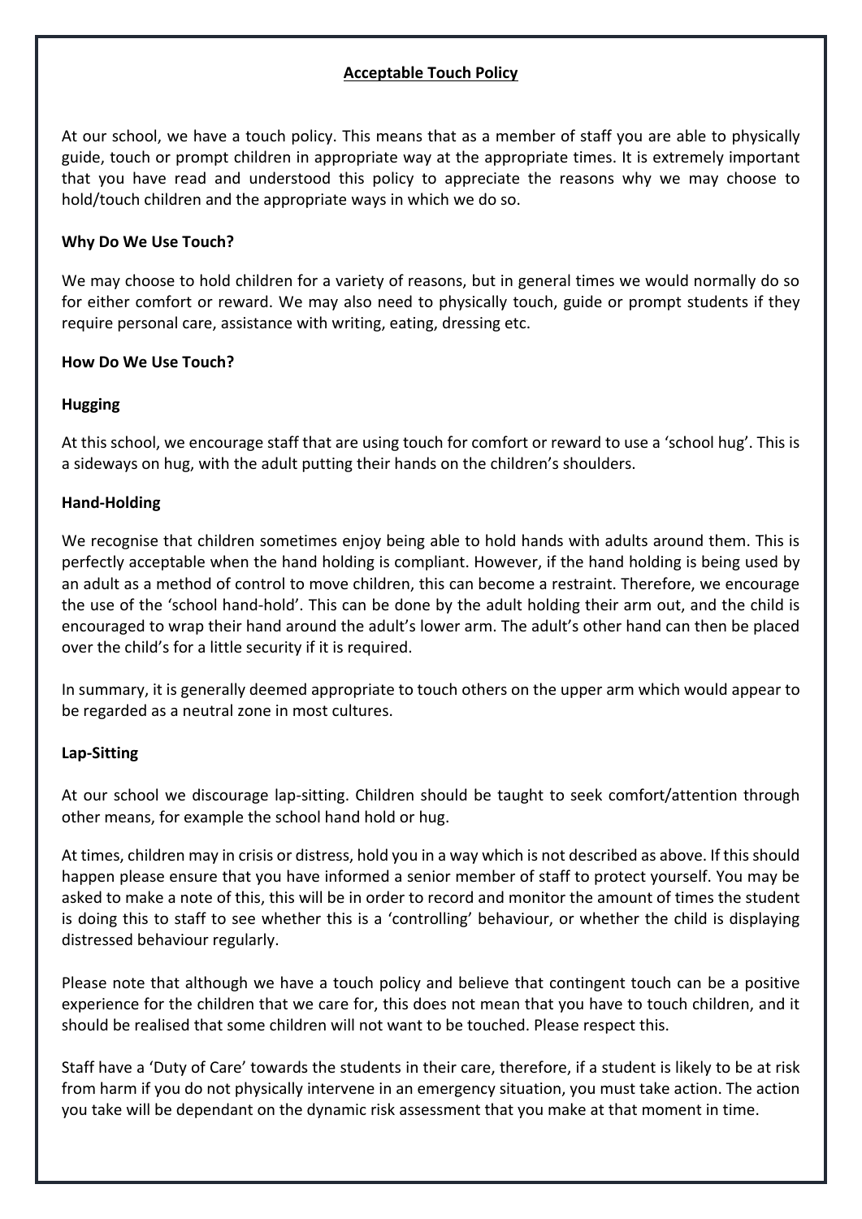## Acceptable Touch Policy

At our school, we have a touch policy. This means that as a member of staff you are able to physically guide, touch or prompt children in appropriate way at the appropriate times. It is extremely important that you have read and understood this policy to appreciate the reasons why we may choose to hold/touch children and the appropriate ways in which we do so.

### Why Do We Use Touch?

We may choose to hold children for a variety of reasons, but in general times we would normally do so for either comfort or reward. We may also need to physically touch, guide or prompt students if they require personal care, assistance with writing, eating, dressing etc.

### How Do We Use Touch?

#### Hugging

At this school, we encourage staff that are using touch for comfort or reward to use a 'school hug'. This is a sideways on hug, with the adult putting their hands on the children's shoulders.

#### Hand-Holding

We recognise that children sometimes enjoy being able to hold hands with adults around them. This is perfectly acceptable when the hand holding is compliant. However, if the hand holding is being used by an adult as a method of control to move children, this can become a restraint. Therefore, we encourage the use of the 'school hand-hold'. This can be done by the adult holding their arm out, and the child is encouraged to wrap their hand around the adult's lower arm. The adult's other hand can then be placed over the child's for a little security if it is required.

In summary, it is generally deemed appropriate to touch others on the upper arm which would appear to be regarded as a neutral zone in most cultures.

#### Lap-Sitting

At our school we discourage lap-sitting. Children should be taught to seek comfort/attention through other means, for example the school hand hold or hug.

At times, children may in crisis or distress, hold you in a way which is not described as above. If this should happen please ensure that you have informed a senior member of staff to protect yourself. You may be asked to make a note of this, this will be in order to record and monitor the amount of times the student is doing this to staff to see whether this is a 'controlling' behaviour, or whether the child is displaying distressed behaviour regularly.

Please note that although we have a touch policy and believe that contingent touch can be a positive experience for the children that we care for, this does not mean that you have to touch children, and it should be realised that some children will not want to be touched. Please respect this.

Staff have a 'Duty of Care' towards the students in their care, therefore, if a student is likely to be at risk from harm if you do not physically intervene in an emergency situation, you must take action. The action you take will be dependant on the dynamic risk assessment that you make at that moment in time.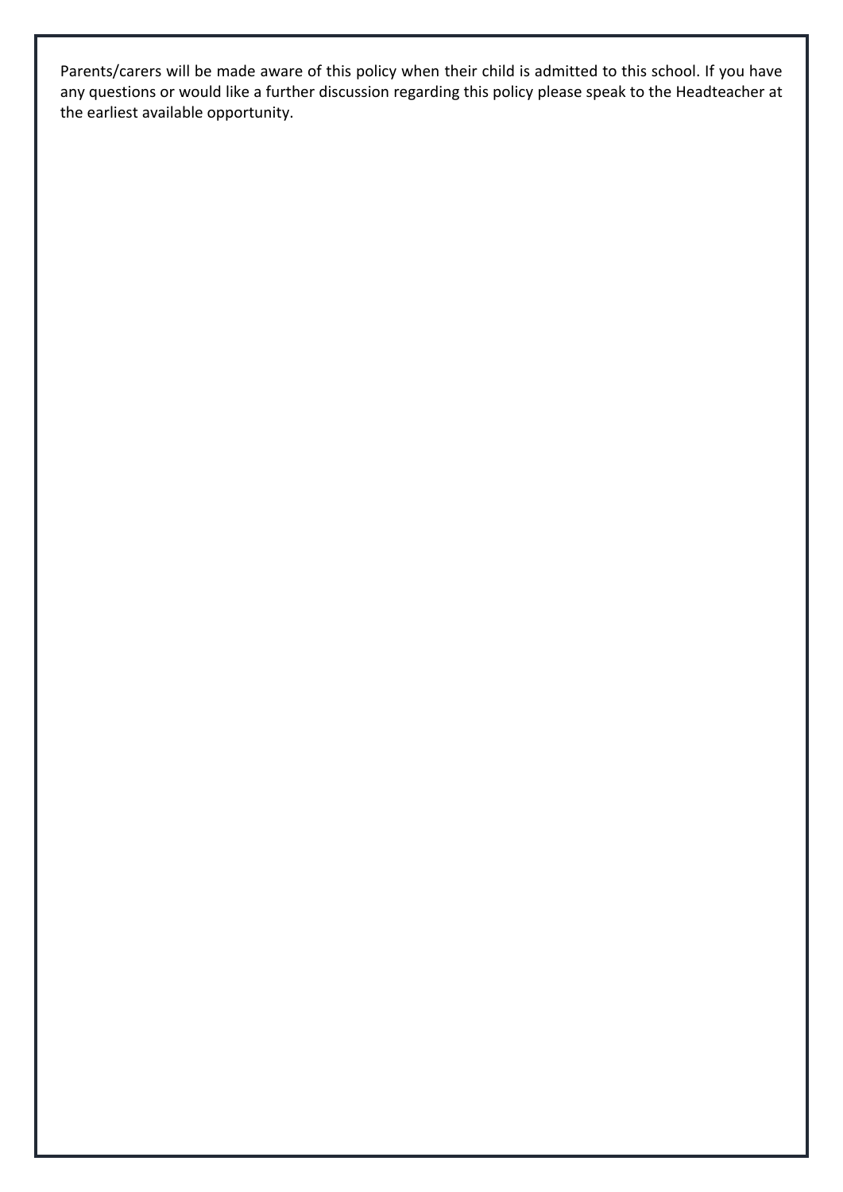Parents/carers will be made aware of this policy when their child is admitted to this school. If you have any questions or would like a further discussion regarding this policy please speak to the Headteacher at the earliest available opportunity.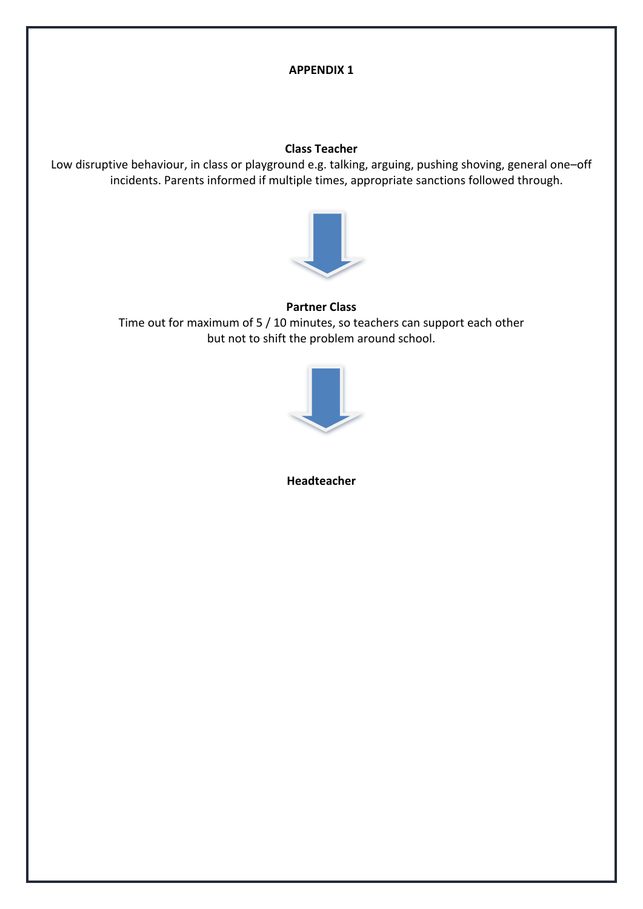**APPENDIX 1**

**Class Teacher**

Low disruptive behaviour, in class or playground e.g. talking, arguing, pushing shoving, general one–off incidents. Parents informed if multiple times, appropriate sanctions followed through.

↓

**Partner Class**

Time out for maximum of 5 / 10 minutes, so teachers can support each other but not to shift the problem around school.

↓

**Headteacher**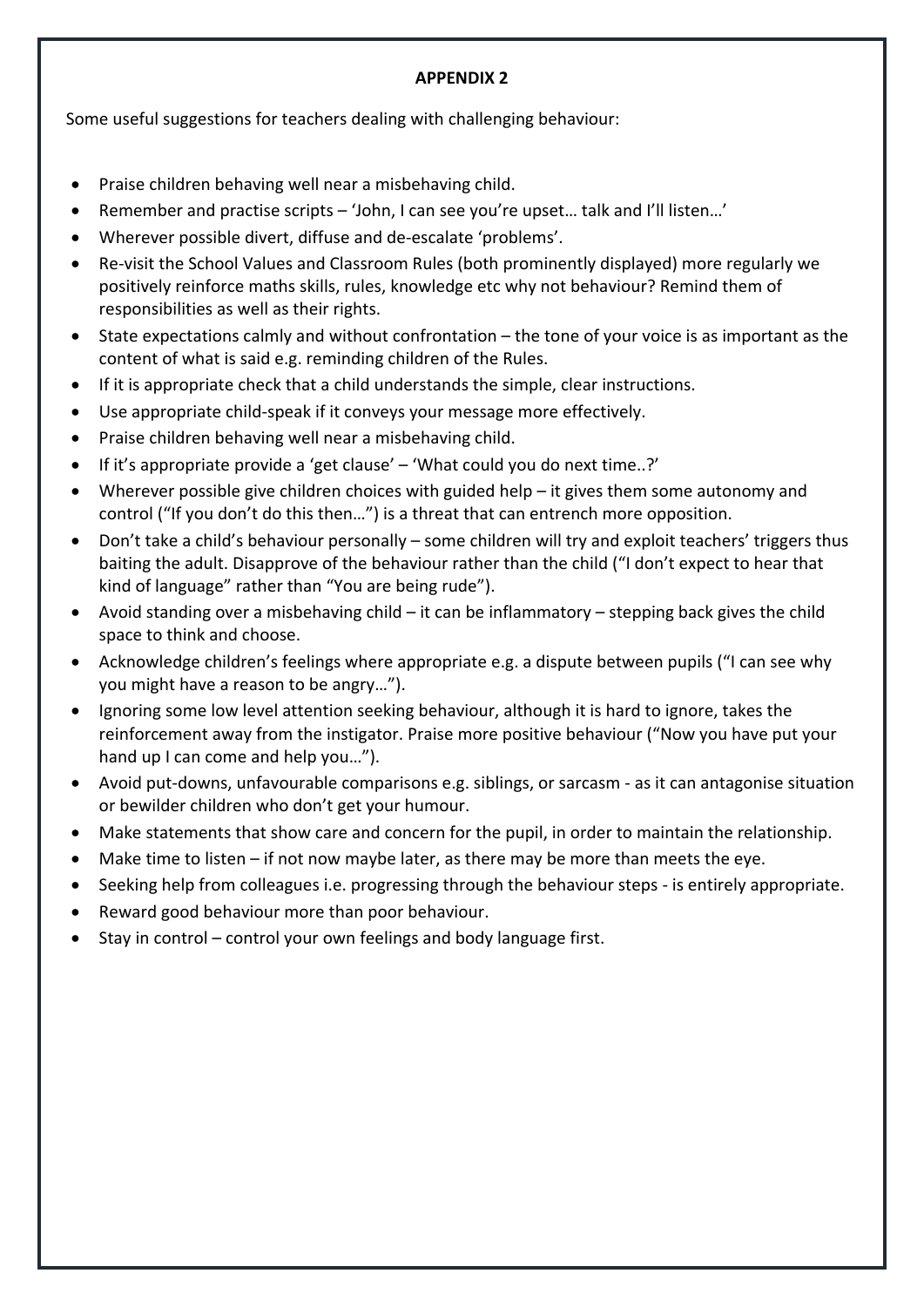**APPENDIX 2**

Some useful suggestions for teachers dealing with challenging behaviour:

- Praise children behaving well near a misbehaving child.
- Remember and practise scripts – 'John, I can see you're upset… talk and I'll listen…'
- Wherever possible divert, diffuse and de-escalate 'problems'.
- Re-visit the School Values and Classroom Rules (both prominently displayed) more regularly we positively reinforce maths skills, rules, knowledge etc why not behaviour? Remind them of responsibilities as well as their rights.
- State expectations calmly and without confrontation – the tone of your voice is as important as the content of what is said e.g. reminding children of the Rules.
- If it is appropriate check that a child understands the simple, clear instructions.
- Use appropriate child-speak if it conveys your message more effectively.
- Praise children behaving well near a misbehaving child.
- If it's appropriate provide a 'get clause' – 'What could you do next time..?'
- Wherever possible give children choices with guided help – it gives them some autonomy and control ("If you don't do this then…") is a threat that can entrench more opposition.
- Don't take a child's behaviour personally – some children will try and exploit teachers' triggers thus baiting the adult. Disapprove of the behaviour rather than the child ("I don't expect to hear that kind of language" rather than "You are being rude").
- Avoid standing over a misbehaving child – it can be inflammatory – stepping back gives the child space to think and choose.
- Acknowledge children's feelings where appropriate e.g. a dispute between pupils ("I can see why you might have a reason to be angry…").
- Ignoring some low level attention seeking behaviour, although it is hard to ignore, takes the reinforcement away from the instigator. Praise more positive behaviour ("Now you have put your hand up I can come and help you…").
- Avoid put-downs, unfavourable comparisons e.g. siblings, or sarcasm - as it can antagonise situation or bewilder children who don't get your humour.
- Make statements that show care and concern for the pupil, in order to maintain the relationship.
- Make time to listen – if not now maybe later, as there may be more than meets the eye.
- Seeking help from colleagues i.e. progressing through the behaviour steps - is entirely appropriate.
- Reward good behaviour more than poor behaviour.
- Stay in control – control your own feelings and body language first.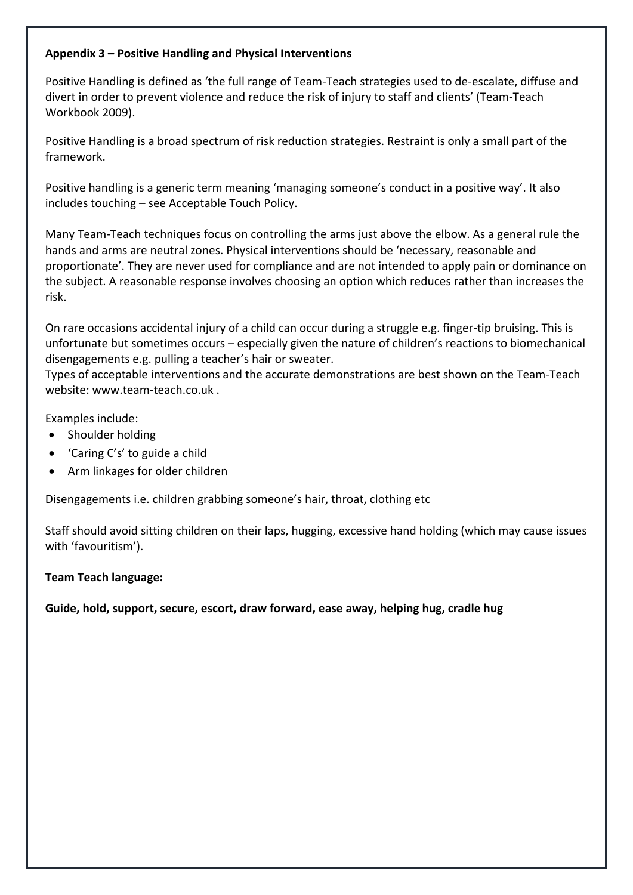**Appendix 3 – Positive Handling and Physical Interventions**

Positive Handling is defined as 'the full range of Team-Teach strategies used to de-escalate, diffuse and divert in order to prevent violence and reduce the risk of injury to staff and clients' (Team-Teach Workbook 2009).

Positive Handling is a broad spectrum of risk reduction strategies. Restraint is only a small part of the framework.

Positive handling is a generic term meaning 'managing someone's conduct in a positive way'. It also includes touching – see Acceptable Touch Policy.

Many Team-Teach techniques focus on controlling the arms just above the elbow. As a general rule the hands and arms are neutral zones. Physical interventions should be 'necessary, reasonable and proportionate'. They are never used for compliance and are not intended to apply pain or dominance on the subject. A reasonable response involves choosing an option which reduces rather than increases the risk.

On rare occasions accidental injury of a child can occur during a struggle e.g. finger-tip bruising. This is unfortunate but sometimes occurs – especially given the nature of children's reactions to biomechanical disengagements e.g. pulling a teacher's hair or sweater.
Types of acceptable interventions and the accurate demonstrations are best shown on the Team-Teach website: www.team-teach.co.uk .

Examples include:

- Shoulder holding
- 'Caring C's' to guide a child
- Arm linkages for older children

Disengagements i.e. children grabbing someone's hair, throat, clothing etc

Staff should avoid sitting children on their laps, hugging, excessive hand holding (which may cause issues with 'favouritism').

**Team Teach language:**

**Guide, hold, support, secure, escort, draw forward, ease away, helping hug, cradle hug**